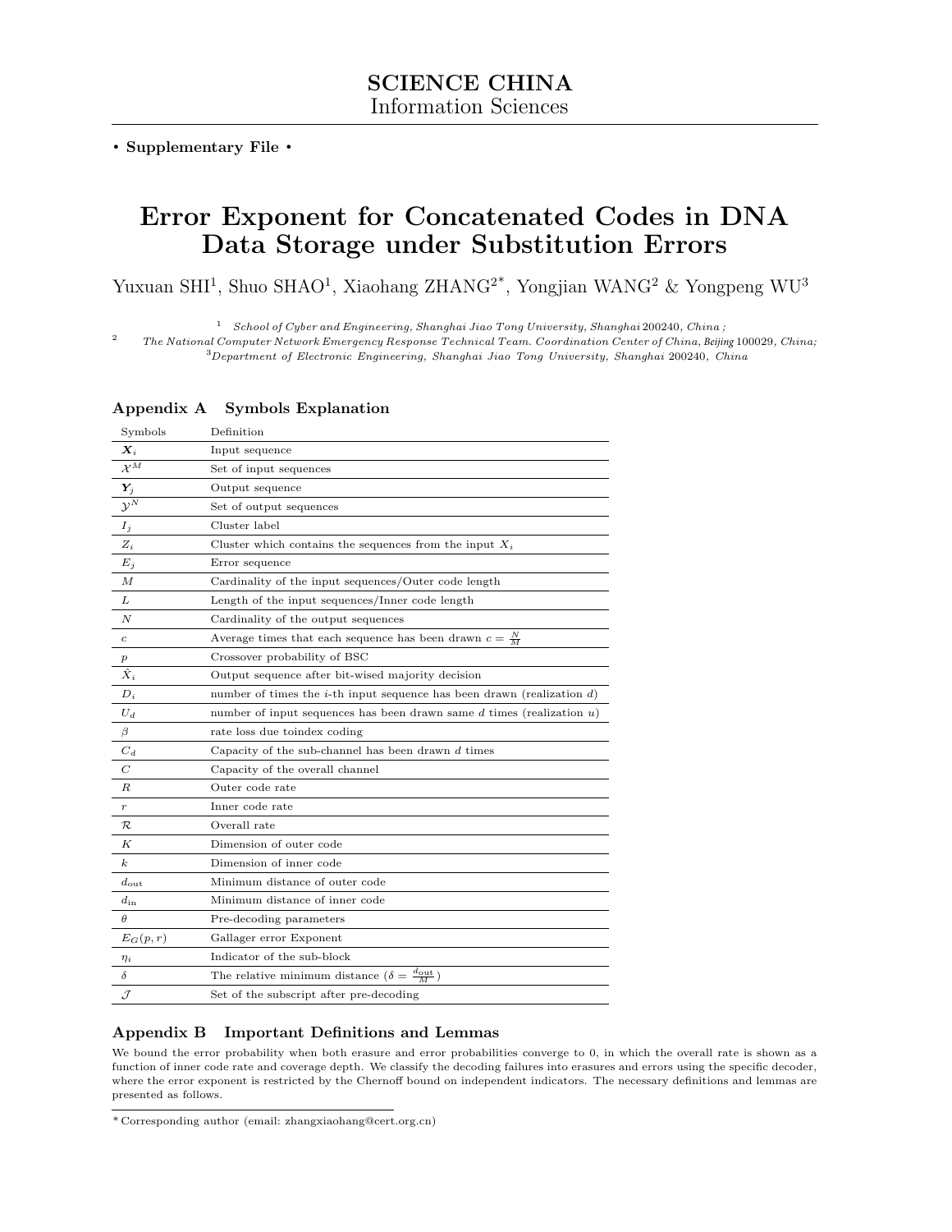SCIENCE CHINA
Information Sciences

• **Supplementary File** •

# Error Exponent for Concatenated Codes in DNA Data Storage under Substitution Errors

Yuxuan SHI[1], Shuo SHAO[1], Xiaohang ZHANG[2*], Yongjian WANG[2] & Yongpeng WU[3]

[1] *School of Cyber and Engineering, Shanghai Jiao Tong University, Shanghai 200240, China ;*
[2] *The National Computer Network Emergency Response Technical Team. Coordination Center of China, Beijing 100029, China;*
[3] *Department of Electronic Engineering, Shanghai Jiao Tong University, Shanghai 200240, China*

## Appendix A Symbols Explanation

| Symbols | Definition |
|---|---|
| $\boldsymbol{X}_i$ | Input sequence |
| $\mathcal{X}^M$ | Set of input sequences |
| $\boldsymbol{Y}_j$ | Output sequence |
| $\mathcal{Y}^N$ | Set of output sequences |
| $I_j$ | Cluster label |
| $Z_i$ | Cluster which contains the sequences from the input $X_i$ |
| $E_j$ | Error sequence |
| $M$ | Cardinality of the input sequences/Outer code length |
| $L$ | Length of the input sequences/Inner code length |
| $N$ | Cardinality of the output sequences |
| $c$ | Average times that each sequence has been drawn $c = \frac{N}{M}$ |
| $p$ | Crossover probability of BSC |
| $\hat{X}_i$ | Output sequence after bit-wised majority decision |
| $D_i$ | number of times the $i$-th input sequence has been drawn (realization $d$) |
| $U_d$ | number of input sequences has been drawn same $d$ times (realization $u$) |
| $\beta$ | rate loss due toindex coding |
| $C_d$ | Capacity of the sub-channel has been drawn $d$ times |
| $C$ | Capacity of the overall channel |
| $R$ | Outer code rate |
| $r$ | Inner code rate |
| $\mathcal{R}$ | Overall rate |
| $K$ | Dimension of outer code |
| $k$ | Dimension of inner code |
| $d_{\text{out}}$ | Minimum distance of outer code |
| $d_{\text{in}}$ | Minimum distance of inner code |
| $\theta$ | Pre-decoding parameters |
| $E_G(p, r)$ | Gallager error Exponent |
| $\eta_i$ | Indicator of the sub-block |
| $\delta$ | The relative minimum distance ($\delta = \frac{d_{\text{out}}}{M}$) |
| $\mathcal{J}$ | Set of the subscript after pre-decoding |

## Appendix B Important Definitions and Lemmas

We bound the error probability when both erasure and error probabilities converge to 0, in which the overall rate is shown as a function of inner code rate and coverage depth. We classify the decoding failures into erasures and errors using the specific decoder, where the error exponent is restricted by the Chernoff bound on independent indicators. The necessary definitions and lemmas are presented as follows.

* Corresponding author (email: zhangxiaohang@cert.org.cn)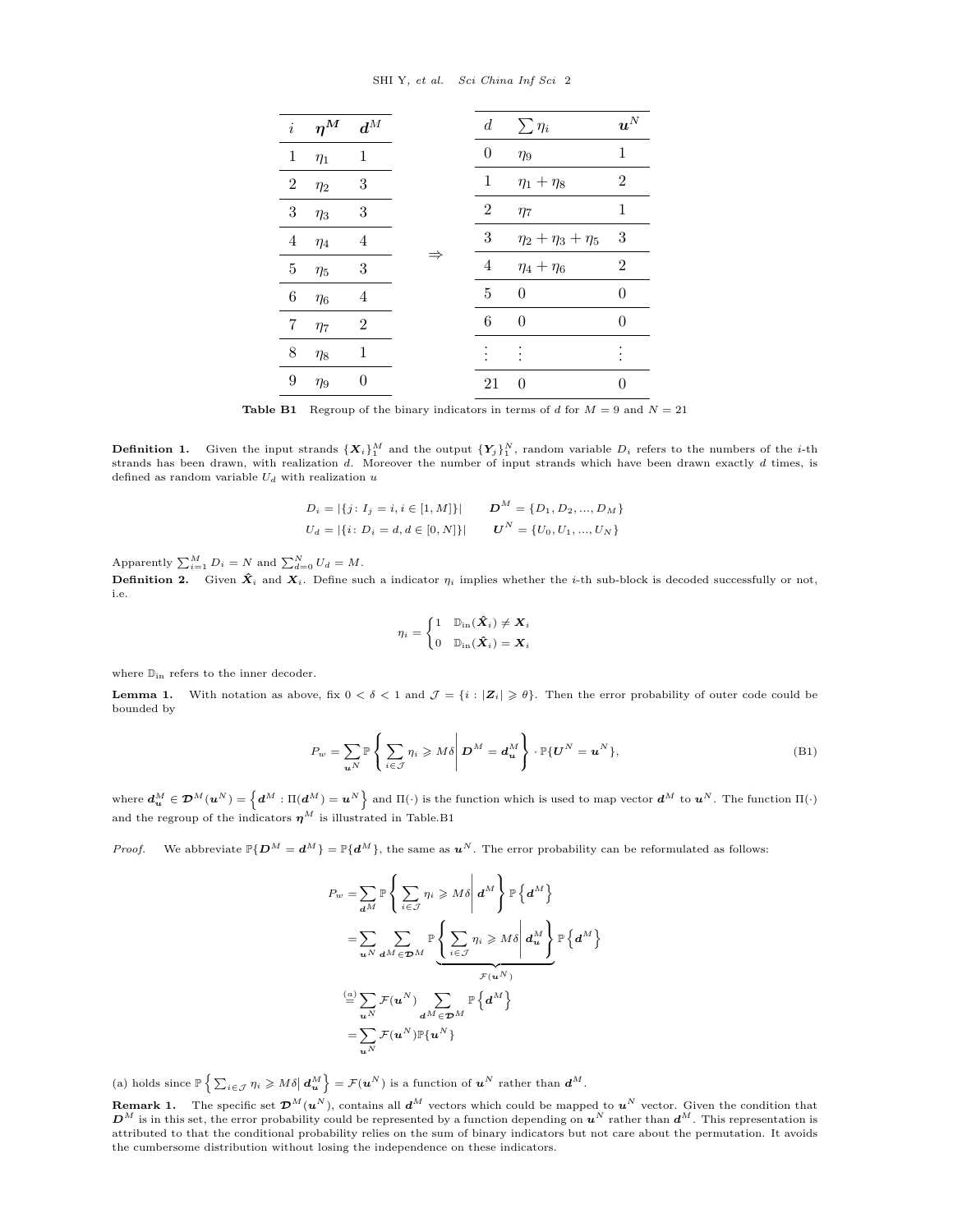| $i$ | $\boldsymbol{\eta}^M$ | $\boldsymbol{d}^M$ |
|---|---|---|
| 1 | $\eta_1$ | 1 |
| 2 | $\eta_2$ | 3 |
| 3 | $\eta_3$ | 3 |
| 4 | $\eta_4$ | 4 |
| 5 | $\eta_5$ | 3 |
| 6 | $\eta_6$ | 4 |
| 7 | $\eta_7$ | 2 |
| 8 | $\eta_8$ | 1 |
| 9 | $\eta_9$ | 0 |

$\Rightarrow$

| $d$ | $\sum \eta_i$ | $\boldsymbol{u}^N$ |
|---|---|---|
| 0 | $\eta_9$ | 1 |
| 1 | $\eta_1 + \eta_8$ | 2 |
| 2 | $\eta_7$ | 1 |
| 3 | $\eta_2 + \eta_3 + \eta_5$ | 3 |
| 4 | $\eta_4 + \eta_6$ | 2 |
| 5 | 0 | 0 |
| 6 | 0 | 0 |
| $\vdots$ | $\vdots$ | $\vdots$ |
| 21 | 0 | 0 |

**Table B1** Regroup of the binary indicators in terms of $d$ for $M = 9$ and $N = 21$

**Definition 1.** Given the input strands $\{\boldsymbol{X}_i\}_1^M$ and the output $\{\boldsymbol{Y}_j\}_1^N$, random variable $D_i$ refers to the numbers of the $i$-th strands has been drawn, with realization $d$. Moreover the number of input strands which have been drawn exactly $d$ times, is defined as random variable $U_d$ with realization $u$

$$D_i = |\{j\colon I_j = i, i \in [1, M]\}| \qquad \boldsymbol{D}^M = \{D_1, D_2, ..., D_M\}$$
$$U_d = |\{i\colon D_i = d, d \in [0, N]\}| \qquad \boldsymbol{U}^N = \{U_0, U_1, ..., U_N\}$$

Apparently $\sum_{i=1}^M D_i = N$ and $\sum_{d=0}^N U_d = M$.

**Definition 2.** Given $\hat{\boldsymbol{X}}_i$ and $\boldsymbol{X}_i$. Define such a indicator $\eta_i$ implies whether the $i$-th sub-block is decoded successfully or not, i.e.

$$\eta_i = \begin{cases} 1 & \mathbb{D}_{\text{in}}(\hat{\boldsymbol{X}}_i) \neq \boldsymbol{X}_i \\ 0 & \mathbb{D}_{\text{in}}(\hat{\boldsymbol{X}}_i) = \boldsymbol{X}_i \end{cases}$$

where $\mathbb{D}_{\text{in}}$ refers to the inner decoder.

**Lemma 1.** With notation as above, fix $0 < \delta < 1$ and $\mathcal{J} = \{i : |\boldsymbol{Z}_i| \geqslant \theta\}$. Then the error probability of outer code could be bounded by

$$P_w = \sum_{\boldsymbol{u}^N} \mathbb{P}\left\{ \sum_{i \in \mathcal{J}} \eta_i \geqslant M\delta \,\middle|\, \boldsymbol{D}^M = \boldsymbol{d}_{\boldsymbol{u}}^M \right\} \cdot \mathbb{P}\{\boldsymbol{U}^N = \boldsymbol{u}^N\}, \tag{B1}$$

where $\boldsymbol{d}_{\boldsymbol{u}}^M \in \boldsymbol{\mathcal{D}}^M(\boldsymbol{u}^N) = \left\{\boldsymbol{d}^M : \Pi(\boldsymbol{d}^M) = \boldsymbol{u}^N\right\}$ and $\Pi(\cdot)$ is the function which is used to map vector $\boldsymbol{d}^M$ to $\boldsymbol{u}^N$. The function $\Pi(\cdot)$ and the regroup of the indicators $\boldsymbol{\eta}^M$ is illustrated in Table.B1

*Proof.* We abbreviate $\mathbb{P}\{\boldsymbol{D}^M = \boldsymbol{d}^M\} = \mathbb{P}\{\boldsymbol{d}^M\}$, the same as $\boldsymbol{u}^N$. The error probability can be reformulated as follows:

$$\begin{aligned}
P_w &= \sum_{\boldsymbol{d}^M} \mathbb{P}\left\{ \sum_{i \in \mathcal{J}} \eta_i \geqslant M\delta \,\middle|\, \boldsymbol{d}^M \right\} \mathbb{P}\left\{\boldsymbol{d}^M\right\} \\
&= \sum_{\boldsymbol{u}^N} \sum_{\boldsymbol{d}^M \in \boldsymbol{\mathcal{D}}^M} \underbrace{\mathbb{P}\left\{ \sum_{i \in \mathcal{J}} \eta_i \geqslant M\delta \,\middle|\, \boldsymbol{d}_{\boldsymbol{u}}^M \right\}}_{\mathcal{F}(\boldsymbol{u}^N)} \mathbb{P}\left\{\boldsymbol{d}^M\right\} \\
&\overset{(a)}{=} \sum_{\boldsymbol{u}^N} \mathcal{F}(\boldsymbol{u}^N) \sum_{\boldsymbol{d}^M \in \boldsymbol{\mathcal{D}}^M} \mathbb{P}\left\{\boldsymbol{d}^M\right\} \\
&= \sum_{\boldsymbol{u}^N} \mathcal{F}(\boldsymbol{u}^N) \mathbb{P}\{\boldsymbol{u}^N\}
\end{aligned}$$

(a) holds since $\mathbb{P}\left\{ \sum_{i \in \mathcal{J}} \eta_i \geqslant M\delta \middle| \boldsymbol{d}_{\boldsymbol{u}}^M \right\} = \mathcal{F}(\boldsymbol{u}^N)$ is a function of $\boldsymbol{u}^N$ rather than $\boldsymbol{d}^M$.

**Remark 1.** The specific set $\boldsymbol{\mathcal{D}}^M(\boldsymbol{u}^N)$, contains all $\boldsymbol{d}^M$ vectors which could be mapped to $\boldsymbol{u}^N$ vector. Given the condition that $\boldsymbol{D}^M$ is in this set, the error probability could be represented by a function depending on $\boldsymbol{u}^N$ rather than $\boldsymbol{d}^M$. This representation is attributed to that the conditional probability relies on the sum of binary indicators but not care about the permutation. It avoids the cumbersome distribution without losing the independence on these indicators.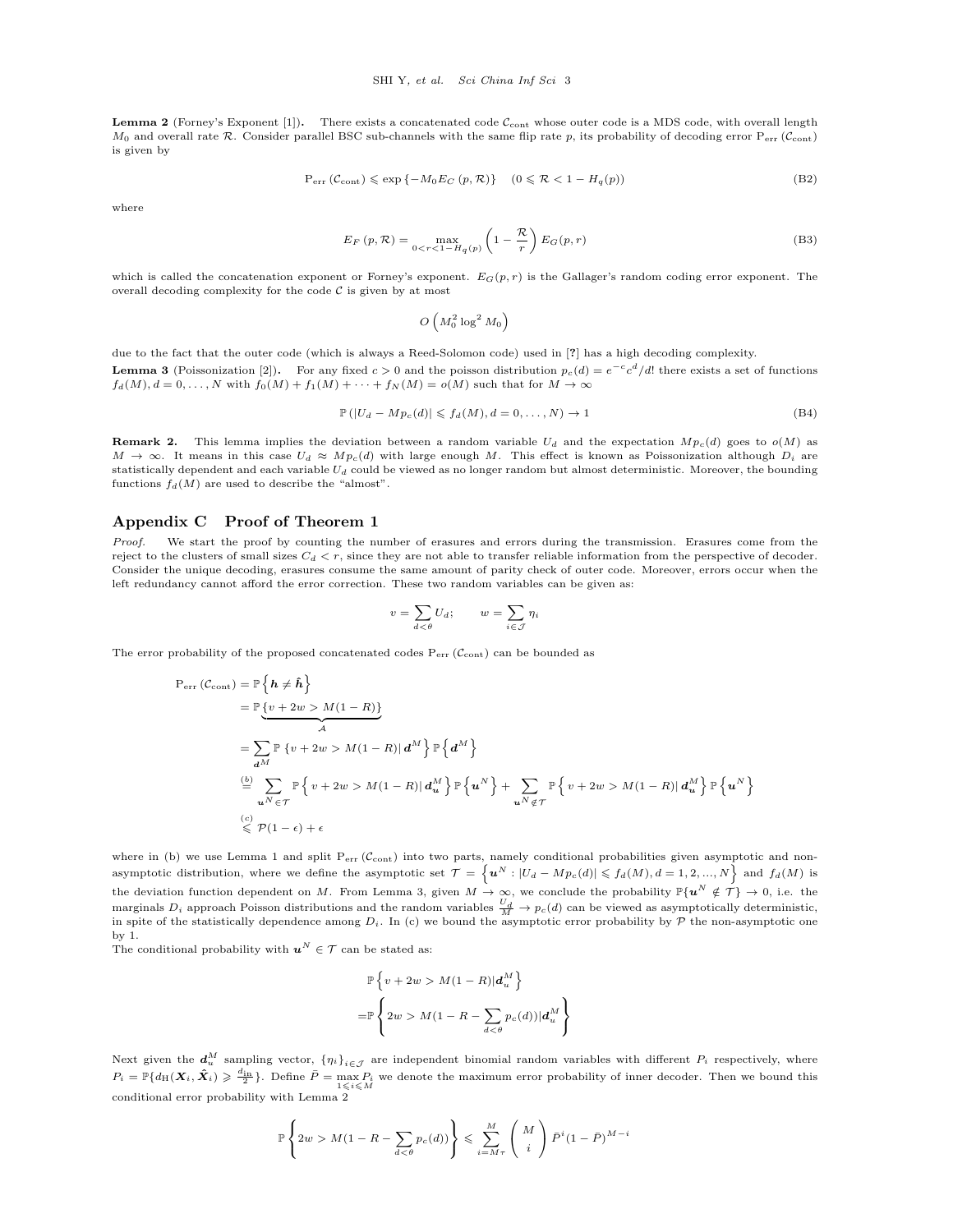**Lemma 2** (Forney's Exponent [1])**.** There exists a concatenated code $\mathcal{C}_{\text{cont}}$ whose outer code is a MDS code, with overall length $M_0$ and overall rate $\mathcal{R}$. Consider parallel BSC sub-channels with the same flip rate $p$, its probability of decoding error $\mathrm{P}_{\text{err}}(\mathcal{C}_{\text{cont}})$ is given by

$$\mathrm{P}_{\text{err}}(\mathcal{C}_{\text{cont}}) \leqslant \exp\{-M_0 E_C(p,\mathcal{R})\} \quad (0 \leqslant \mathcal{R} < 1 - H_q(p)) \tag{B2}$$

where

$$E_F(p,\mathcal{R}) = \max_{0<r<1-H_q(p)} \left(1 - \frac{\mathcal{R}}{r}\right) E_G(p,r) \tag{B3}$$

which is called the concatenation exponent or Forney's exponent. $E_G(p,r)$ is the Gallager's random coding error exponent. The overall decoding complexity for the code $\mathcal{C}$ is given by at most

$$O\left(M_0^2 \log^2 M_0\right)$$

due to the fact that the outer code (which is always a Reed-Solomon code) used in [?] has a high decoding complexity.

**Lemma 3** (Poissonization [2])**.** For any fixed $c > 0$ and the poisson distribution $p_c(d) = e^{-c}c^d/d!$ there exists a set of functions $f_d(M), d = 0, \ldots, N$ with $f_0(M) + f_1(M) + \cdots + f_N(M) = o(M)$ such that for $M \to \infty$

$$\mathbb{P}\left(|U_d - Mp_c(d)| \leqslant f_d(M), d = 0, \ldots, N\right) \to 1 \tag{B4}$$

**Remark 2.** This lemma implies the deviation between a random variable $U_d$ and the expectation $Mp_c(d)$ goes to $o(M)$ as $M \to \infty$. It means in this case $U_d \approx Mp_c(d)$ with large enough $M$. This effect is known as Poissonization although $D_i$ are statistically dependent and each variable $U_d$ could be viewed as no longer random but almost deterministic. Moreover, the bounding functions $f_d(M)$ are used to describe the "almost".

## Appendix C Proof of Theorem 1

*Proof.* We start the proof by counting the number of erasures and errors during the transmission. Erasures come from the reject to the clusters of small sizes $C_d < r$, since they are not able to transfer reliable information from the perspective of decoder. Consider the unique decoding, erasures consume the same amount of parity check of outer code. Moreover, errors occur when the left redundancy cannot afford the error correction. These two random variables can be given as:

$$v = \sum_{d<\theta} U_d; \qquad w = \sum_{i\in\mathcal{J}} \eta_i$$

The error probability of the proposed concatenated codes $\mathrm{P}_{\text{err}}(\mathcal{C}_{\text{cont}})$ can be bounded as

$$\begin{aligned}
\mathrm{P}_{\text{err}}(\mathcal{C}_{\text{cont}}) &= \mathbb{P}\left\{\boldsymbol{h} \neq \hat{\boldsymbol{h}}\right\} \\
&= \mathbb{P}\underbrace{\{v + 2w > M(1-R)\}}_{\mathcal{A}} \\
&= \sum_{\boldsymbol{d}^M} \mathbb{P}\left\{v + 2w > M(1-R)|\,\boldsymbol{d}^M\right\}\mathbb{P}\left\{\boldsymbol{d}^M\right\} \\
&\overset{(b)}{=} \sum_{\boldsymbol{u}^N\in\mathcal{T}} \mathbb{P}\left\{v + 2w > M(1-R)|\,\boldsymbol{d}_{\boldsymbol{u}}^M\right\}\mathbb{P}\left\{\boldsymbol{u}^N\right\} + \sum_{\boldsymbol{u}^N\notin\mathcal{T}} \mathbb{P}\left\{v + 2w > M(1-R)|\,\boldsymbol{d}_{\boldsymbol{u}}^M\right\}\mathbb{P}\left\{\boldsymbol{u}^N\right\} \\
&\overset{(c)}{\leqslant} \mathcal{P}(1-\epsilon) + \epsilon
\end{aligned}$$

where in (b) we use Lemma 1 and split $\mathrm{P}_{\text{err}}(\mathcal{C}_{\text{cont}})$ into two parts, namely conditional probabilities given asymptotic and non-asymptotic distribution, where we define the asymptotic set $\mathcal{T} = \left\{\boldsymbol{u}^N : |U_d - Mp_c(d)| \leqslant f_d(M), d = 1, 2, ..., N\right\}$ and $f_d(M)$ is the deviation function dependent on $M$. From Lemma 3, given $M \to \infty$, we conclude the probability $\mathbb{P}\{\boldsymbol{u}^N \notin \mathcal{T}\} \to 0$, i.e. the marginals $D_i$ approach Poisson distributions and the random variables $\frac{U_d}{M} \to p_c(d)$ can be viewed as asymptotically deterministic, in spite of the statistically dependence among $D_i$. In (c) we bound the asymptotic error probability by $\mathcal{P}$ the non-asymptotic one by 1.

The conditional probability with $\boldsymbol{u}^N \in \mathcal{T}$ can be stated as:

$$\begin{aligned}
&\mathbb{P}\left\{v + 2w > M(1-R)|\boldsymbol{d}_u^M\right\} \\
=&\mathbb{P}\left\{2w > M(1 - R - \sum_{d<\theta} p_c(d))|\boldsymbol{d}_u^M\right\}
\end{aligned}$$

Next given the $\boldsymbol{d}_u^M$ sampling vector, $\{\eta_i\}_{i\in\mathcal{J}}$ are independent binomial random variables with different $P_i$ respectively, where $P_i = \mathbb{P}\{d_{\mathrm{H}}(\boldsymbol{X}_i, \hat{\boldsymbol{X}}_i) \geqslant \frac{d_{\text{in}}}{2}\}$. Define $\bar{P} = \max\limits_{1\leqslant i\leqslant M} P_i$ we denote the maximum error probability of inner decoder. Then we bound this conditional error probability with Lemma 2

$$\mathbb{P}\left\{2w > M(1 - R - \sum_{d<\theta} p_c(d))\right\} \leqslant \sum_{i=M\tau}^{M} \binom{M}{i} \bar{P}^i(1-\bar{P})^{M-i}$$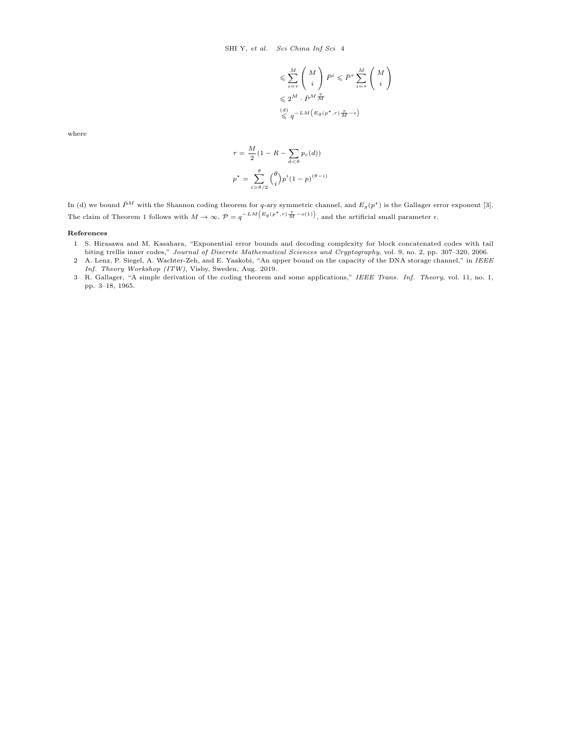$$
\begin{aligned}
&\leqslant \sum_{i=\tau}^{M} \begin{pmatrix} M \\ i \end{pmatrix} \bar{P}^{i} \leqslant \bar{P}^{\tau} \sum_{i=\tau}^{M} \begin{pmatrix} M \\ i \end{pmatrix} \\
&\leqslant 2^{M} \cdot \bar{P}^{M \frac{\tau}{M}} \\
&\overset{(d)}{\leqslant} q^{-LM\left(E_g(p^\star, r)\frac{\tau}{M} - \epsilon\right)}
\end{aligned}
$$

where

$$
\tau = \frac{M}{2}(1 - R - \sum_{d<\theta} p_c(d))
$$

$$
p^\star = \sum_{i>\theta/2}^{\theta} \binom{\theta}{i} p^i (1-p)^{(\theta - i)}
$$

In (d) we bound $\bar{P}^M$ with the Shannon coding theorem for $q$-ary symmetric channel, and $E_g(p^\star)$ is the Gallager error exponent [3]. The claim of Theorem 1 follows with $M \to \infty$, $\mathcal{P} = q^{-LM\left(E_q(p^\star, r)\frac{\tau}{M} - o(1)\right)}$, and the artificial small parameter $\epsilon$.

## References

1. S. Hirasawa and M. Kasahara, "Exponential error bounds and decoding complexity for block concatenated codes with tail biting trellis inner codes," *Journal of Discrete Mathematical Sciences and Cryptography*, vol. 9, no. 2, pp. 307–320, 2006.
2. A. Lenz, P. Siegel, A. Wachter-Zeh, and E. Yaakobi, "An upper bound on the capacity of the DNA storage channel," in *IEEE Inf. Theory Workshop (ITW)*, Visby, Sweden, Aug. 2019.
3. R. Gallager, "A simple derivation of the coding theorem and some applications," *IEEE Trans. Inf. Theory*, vol. 11, no. 1, pp. 3–18, 1965.